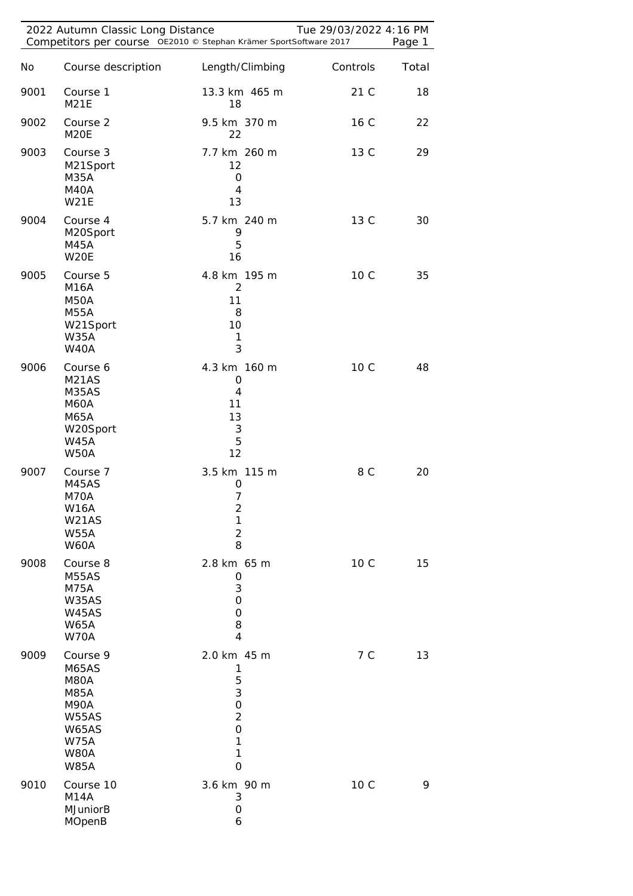2022 Autumn Classic Long Distance — Tue 29/03/2022 4:16 PM

Competitors per course

| No | Course description | Length/Climbing | Controls | Total |
|---|---|---|---|---|
| 9001 | Course 1 | 13.3 km 465 m | 21 C | 18 |
| | M21E | 18 | | |
| 9002 | Course 2 | 9.5 km 370 m | 16 C | 22 |
| | M20E | 22 | | |
| 9003 | Course 3 | 7.7 km 260 m | 13 C | 29 |
| | M21Sport | 12 | | |
| | M35A | 0 | | |
| | M40A | 4 | | |
| | W21E | 13 | | |
| 9004 | Course 4 | 5.7 km 240 m | 13 C | 30 |
| | M20Sport | 9 | | |
| | M45A | 5 | | |
| | W20E | 16 | | |
| 9005 | Course 5 | 4.8 km 195 m | 10 C | 35 |
| | M16A | 2 | | |
| | M50A | 11 | | |
| | M55A | 8 | | |
| | W21Sport | 10 | | |
| | W35A | 1 | | |
| | W40A | 3 | | |
| 9006 | Course 6 | 4.3 km 160 m | 10 C | 48 |
| | M21AS | 0 | | |
| | M35AS | 4 | | |
| | M60A | 11 | | |
| | M65A | 13 | | |
| | W20Sport | 3 | | |
| | W45A | 5 | | |
| | W50A | 12 | | |
| 9007 | Course 7 | 3.5 km 115 m | 8 C | 20 |
| | M45AS | 0 | | |
| | M70A | 7 | | |
| | W16A | 2 | | |
| | W21AS | 1 | | |
| | W55A | 2 | | |
| | W60A | 8 | | |
| 9008 | Course 8 | 2.8 km 65 m | 10 C | 15 |
| | M55AS | 0 | | |
| | M75A | 3 | | |
| | W35AS | 0 | | |
| | W45AS | 0 | | |
| | W65A | 8 | | |
| | W70A | 4 | | |
| 9009 | Course 9 | 2.0 km 45 m | 7 C | 13 |
| | M65AS | 1 | | |
| | M80A | 5 | | |
| | M85A | 3 | | |
| | M90A | 0 | | |
| | W55AS | 2 | | |
| | W65AS | 0 | | |
| | W75A | 1 | | |
| | W80A | 1 | | |
| | W85A | 0 | | |
| 9010 | Course 10 | 3.6 km 90 m | 10 C | 9 |
| | M14A | 3 | | |
| | MJuniorB | 0 | | |
| | MOpenB | 6 | | |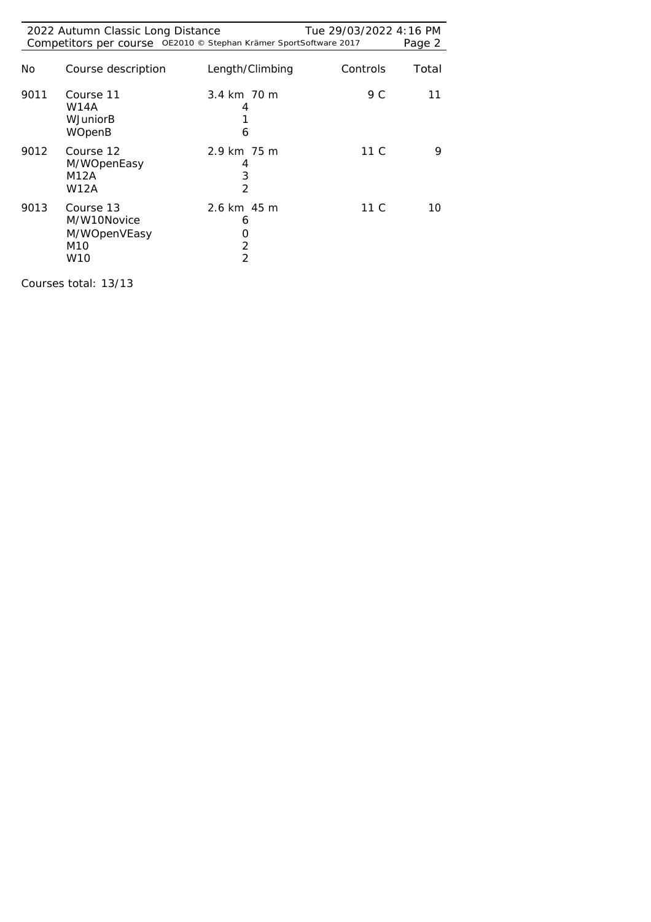| No | Course description | Length/Climbing | Controls | Total |
|---|---|---|---|---|
| 9011 | Course 11 | 3.4 km 70 m | 9 C | 11 |
| | W14A | 4 | | |
| | WJuniorB | 1 | | |
| | WOpenB | 6 | | |
| 9012 | Course 12 | 2.9 km 75 m | 11 C | 9 |
| | M/WOpenEasy | 4 | | |
| | M12A | 3 | | |
| | W12A | 2 | | |
| 9013 | Course 13 | 2.6 km 45 m | 11 C | 10 |
| | M/W10Novice | 6 | | |
| | M/WOpenVEasy | 0 | | |
| | M10 | 2 | | |
| | W10 | 2 | | |

Courses total: 13/13